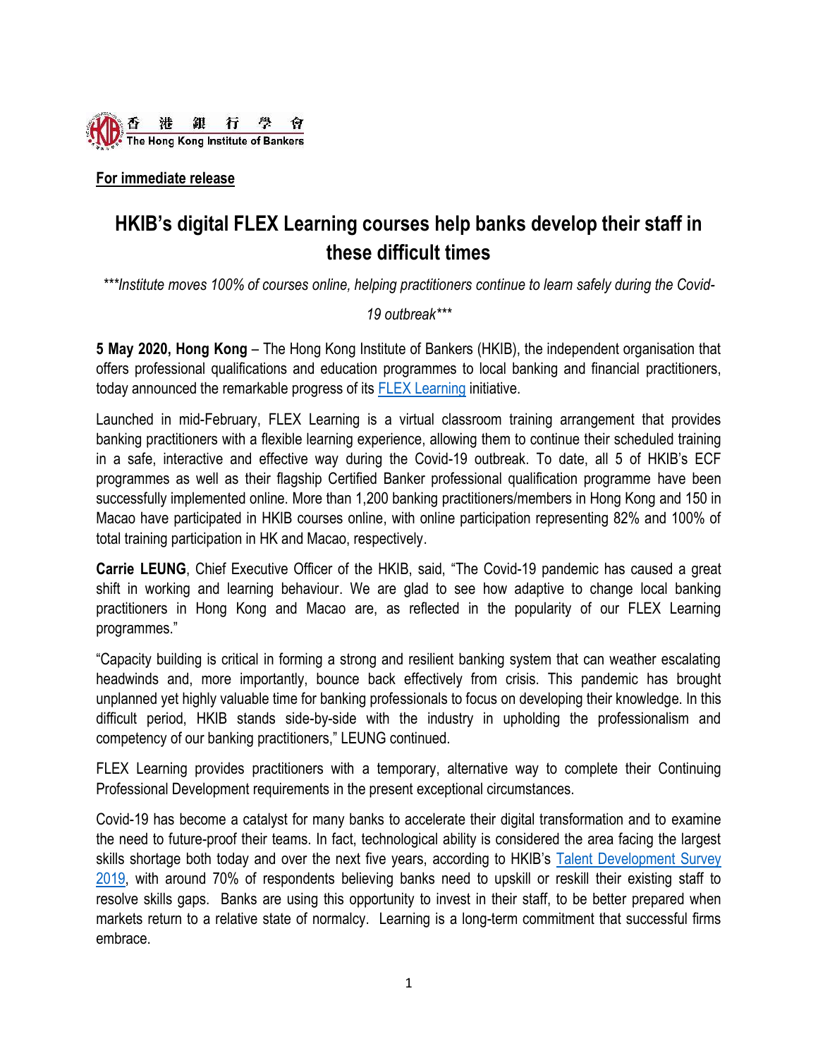香港銀行學會
The Hong Kong Institute of Bankers

**For immediate release**

# HKIB's digital FLEX Learning courses help banks develop their staff in these difficult times

****Institute moves 100% of courses online, helping practitioners continue to learn safely during the Covid-19 outbreak****

**5 May 2020, Hong Kong** – The Hong Kong Institute of Bankers (HKIB), the independent organisation that offers professional qualifications and education programmes to local banking and financial practitioners, today announced the remarkable progress of its FLEX Learning initiative.

Launched in mid-February, FLEX Learning is a virtual classroom training arrangement that provides banking practitioners with a flexible learning experience, allowing them to continue their scheduled training in a safe, interactive and effective way during the Covid-19 outbreak. To date, all 5 of HKIB's ECF programmes as well as their flagship Certified Banker professional qualification programme have been successfully implemented online. More than 1,200 banking practitioners/members in Hong Kong and 150 in Macao have participated in HKIB courses online, with online participation representing 82% and 100% of total training participation in HK and Macao, respectively.

**Carrie LEUNG**, Chief Executive Officer of the HKIB, said, "The Covid-19 pandemic has caused a great shift in working and learning behaviour. We are glad to see how adaptive to change local banking practitioners in Hong Kong and Macao are, as reflected in the popularity of our FLEX Learning programmes."

"Capacity building is critical in forming a strong and resilient banking system that can weather escalating headwinds and, more importantly, bounce back effectively from crisis. This pandemic has brought unplanned yet highly valuable time for banking professionals to focus on developing their knowledge. In this difficult period, HKIB stands side-by-side with the industry in upholding the professionalism and competency of our banking practitioners," LEUNG continued.

FLEX Learning provides practitioners with a temporary, alternative way to complete their Continuing Professional Development requirements in the present exceptional circumstances.

Covid-19 has become a catalyst for many banks to accelerate their digital transformation and to examine the need to future-proof their teams. In fact, technological ability is considered the area facing the largest skills shortage both today and over the next five years, according to HKIB's Talent Development Survey 2019, with around 70% of respondents believing banks need to upskill or reskill their existing staff to resolve skills gaps. Banks are using this opportunity to invest in their staff, to be better prepared when markets return to a relative state of normalcy. Learning is a long-term commitment that successful firms embrace.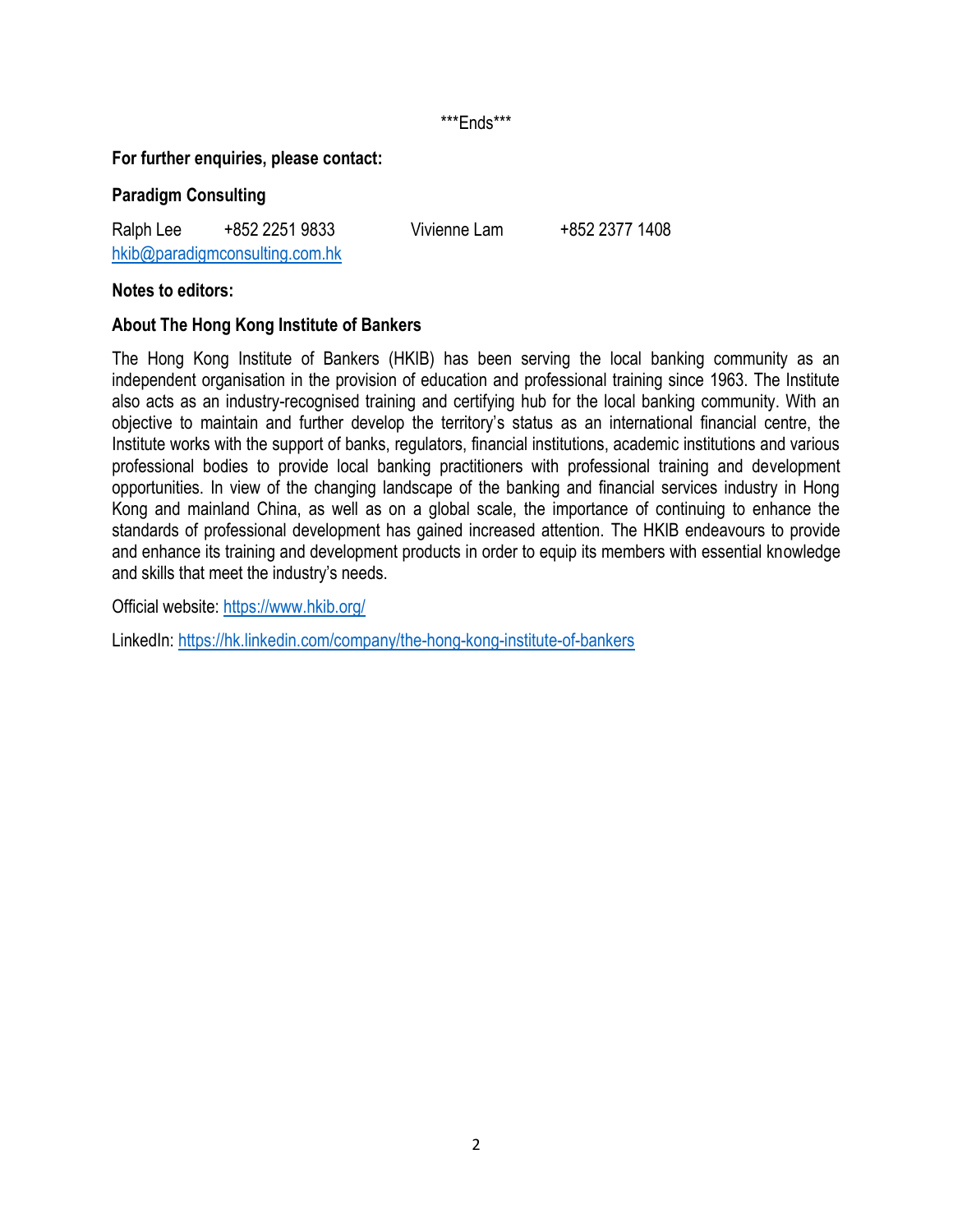***Ends***

**For further enquiries, please contact:**

**Paradigm Consulting**

Ralph Lee +852 2251 9833 Vivienne Lam +852 2377 1408
hkib@paradigmconsulting.com.hk

**Notes to editors:**

**About The Hong Kong Institute of Bankers**

The Hong Kong Institute of Bankers (HKIB) has been serving the local banking community as an independent organisation in the provision of education and professional training since 1963. The Institute also acts as an industry-recognised training and certifying hub for the local banking community. With an objective to maintain and further develop the territory's status as an international financial centre, the Institute works with the support of banks, regulators, financial institutions, academic institutions and various professional bodies to provide local banking practitioners with professional training and development opportunities. In view of the changing landscape of the banking and financial services industry in Hong Kong and mainland China, as well as on a global scale, the importance of continuing to enhance the standards of professional development has gained increased attention. The HKIB endeavours to provide and enhance its training and development products in order to equip its members with essential knowledge and skills that meet the industry's needs.

Official website: https://www.hkib.org/

LinkedIn: https://hk.linkedin.com/company/the-hong-kong-institute-of-bankers